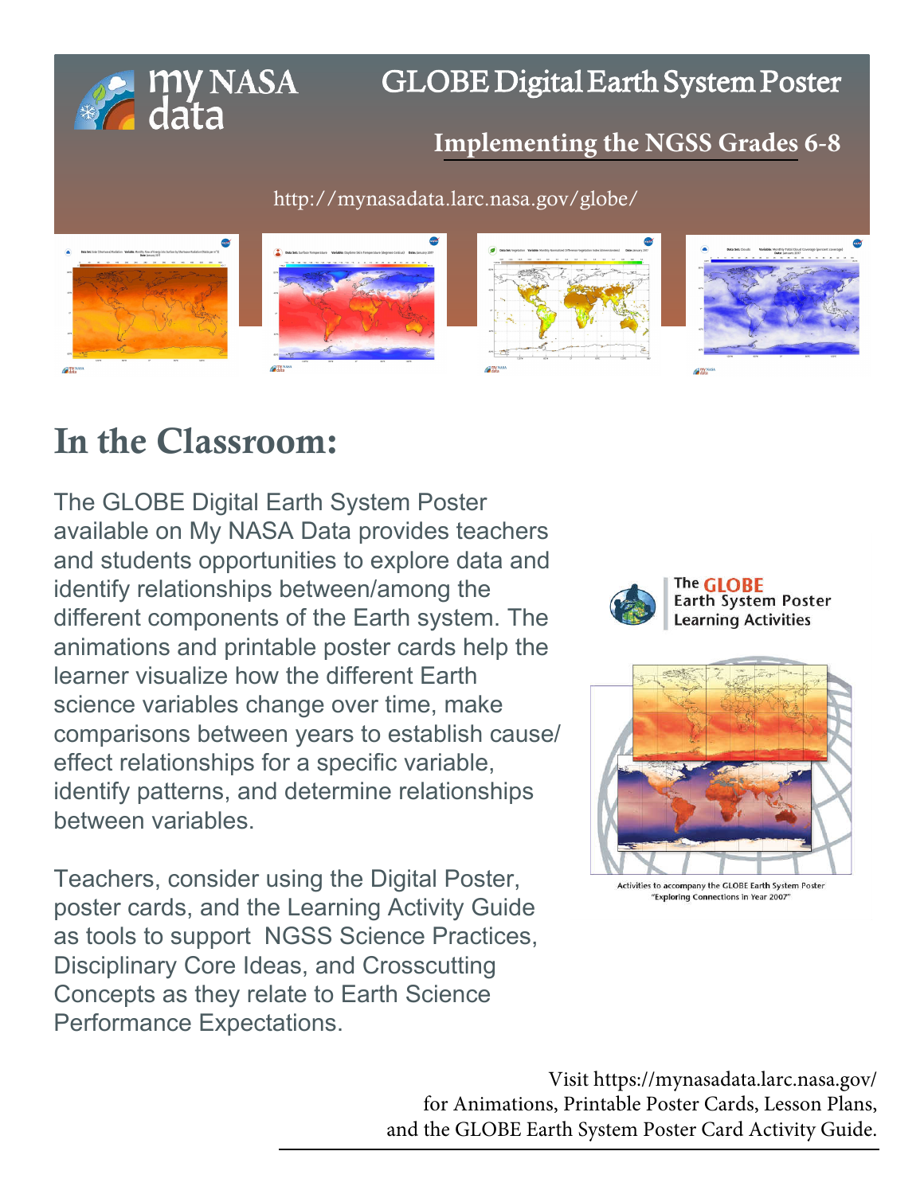# GLOBE Digital Earth System Poster

## Implementing the NGSS Grades 6-8

http://mynasadata.larc.nasa.gov/globe/

## In the Classroom:

The GLOBE Digital Earth System Poster available on My NASA Data provides teachers and students opportunities to explore data and identify relationships between/among the different components of the Earth system. The animations and printable poster cards help the learner visualize how the different Earth science variables change over time, make comparisons between years to establish cause/effect relationships for a specific variable, identify patterns, and determine relationships between variables.

Teachers, consider using the Digital Poster, poster cards, and the Learning Activity Guide as tools to support NGSS Science Practices, Disciplinary Core Ideas, and Crosscutting Concepts as they relate to Earth Science Performance Expectations.

The GLOBE Earth System Poster Learning Activities

Activities to accompany the GLOBE Earth System Poster "Exploring Connections in Year 2007"

Visit https://mynasadata.larc.nasa.gov/ for Animations, Printable Poster Cards, Lesson Plans, and the GLOBE Earth System Poster Card Activity Guide.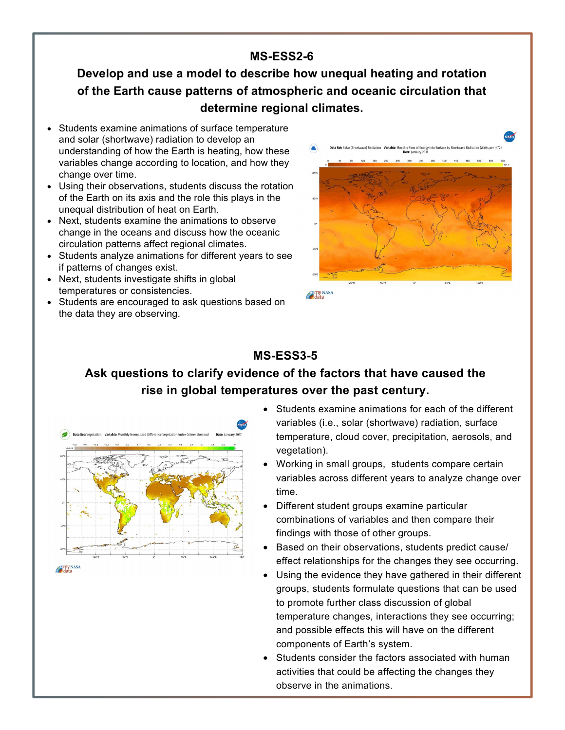## MS-ESS2-6

## Develop and use a model to describe how unequal heating and rotation of the Earth cause patterns of atmospheric and oceanic circulation that determine regional climates.

- Students examine animations of surface temperature and solar (shortwave) radiation to develop an understanding of how the Earth is heating, how these variables change according to location, and how they change over time.
- Using their observations, students discuss the rotation of the Earth on its axis and the role this plays in the unequal distribution of heat on Earth.
- Next, students examine the animations to observe change in the oceans and discuss how the oceanic circulation patterns affect regional climates.
- Students analyze animations for different years to see if patterns of changes exist.
- Next, students investigate shifts in global temperatures or consistencies.
- Students are encouraged to ask questions based on the data they are observing.

## MS-ESS3-5

## Ask questions to clarify evidence of the factors that have caused the rise in global temperatures over the past century.

- Students examine animations for each of the different variables (i.e., solar (shortwave) radiation, surface temperature, cloud cover, precipitation, aerosols, and vegetation).
- Working in small groups, students compare certain variables across different years to analyze change over time.
- Different student groups examine particular combinations of variables and then compare their findings with those of other groups.
- Based on their observations, students predict cause/ effect relationships for the changes they see occurring.
- Using the evidence they have gathered in their different groups, students formulate questions that can be used to promote further class discussion of global temperature changes, interactions they see occurring; and possible effects this will have on the different components of Earth's system.
- Students consider the factors associated with human activities that could be affecting the changes they observe in the animations.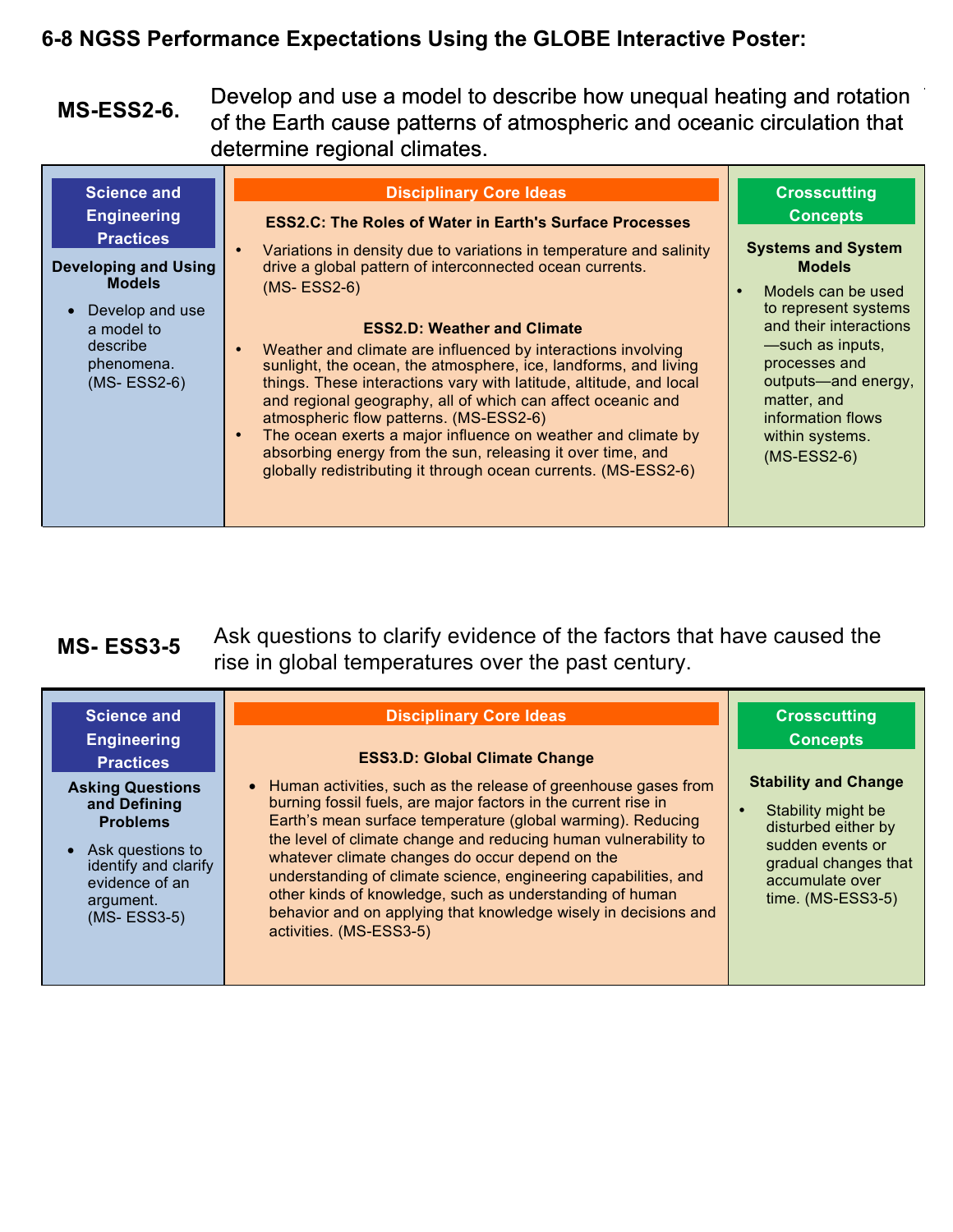## 6-8 NGSS Performance Expectations Using the GLOBE Interactive Poster:

### MS-ESS2-6.

Develop and use a model to describe how unequal heating and rotation of the Earth cause patterns of atmospheric and oceanic circulation that determine regional climates.

| Science and Engineering Practices | Disciplinary Core Ideas | Crosscutting Concepts |
|---|---|---|
| **Developing and Using Models**<br>• Develop and use a model to describe phenomena. (MS- ESS2-6) | **ESS2.C: The Roles of Water in Earth's Surface Processes**<br>• Variations in density due to variations in temperature and salinity drive a global pattern of interconnected ocean currents. (MS- ESS2-6)<br><br>**ESS2.D: Weather and Climate**<br>• Weather and climate are influenced by interactions involving sunlight, the ocean, the atmosphere, ice, landforms, and living things. These interactions vary with latitude, altitude, and local and regional geography, all of which can affect oceanic and atmospheric flow patterns. (MS-ESS2-6)<br>• The ocean exerts a major influence on weather and climate by absorbing energy from the sun, releasing it over time, and globally redistributing it through ocean currents. (MS-ESS2-6) | **Systems and System Models**<br>• Models can be used to represent systems and their interactions—such as inputs, processes and outputs—and energy, matter, and information flows within systems. (MS-ESS2-6) |

### MS- ESS3-5

Ask questions to clarify evidence of the factors that have caused the rise in global temperatures over the past century.

| Science and Engineering Practices | Disciplinary Core Ideas | Crosscutting Concepts |
|---|---|---|
| **Asking Questions and Defining Problems**<br>• Ask questions to identify and clarify evidence of an argument. (MS- ESS3-5) | **ESS3.D: Global Climate Change**<br>• Human activities, such as the release of greenhouse gases from burning fossil fuels, are major factors in the current rise in Earth's mean surface temperature (global warming). Reducing the level of climate change and reducing human vulnerability to whatever climate changes do occur depend on the understanding of climate science, engineering capabilities, and other kinds of knowledge, such as understanding of human behavior and on applying that knowledge wisely in decisions and activities. (MS-ESS3-5) | **Stability and Change**<br>• Stability might be disturbed either by sudden events or gradual changes that accumulate over time. (MS-ESS3-5) |